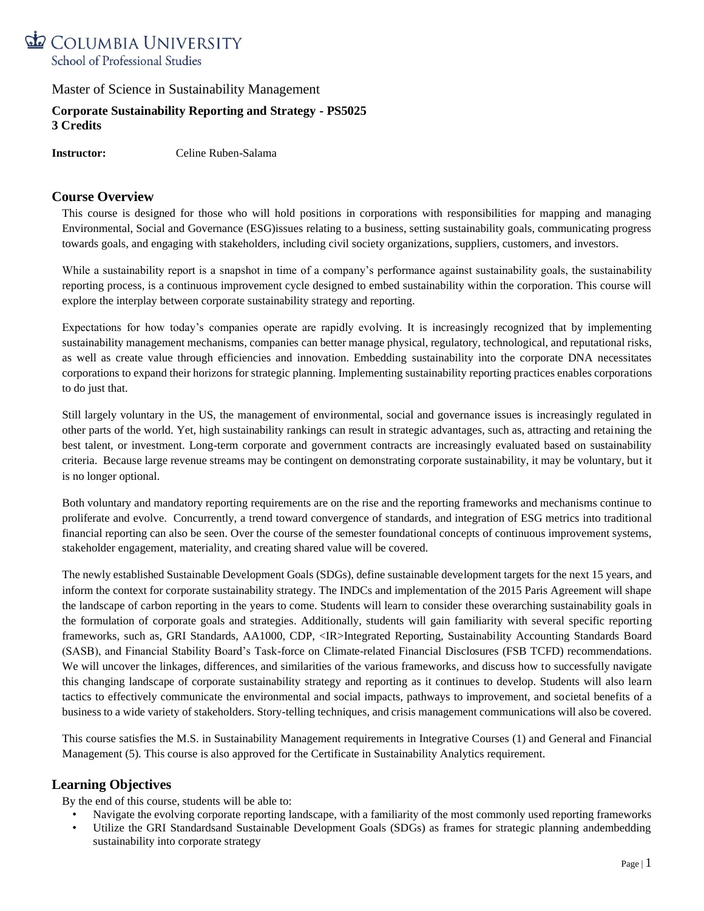# Columbia University

School of Professional Studies

Master of Science in Sustainability Management

**Corporate Sustainability Reporting and Strategy - PS5025**
**3 Credits**

**Instructor:** Celine Ruben-Salama

## Course Overview

This course is designed for those who will hold positions in corporations with responsibilities for mapping and managing Environmental, Social and Governance (ESG)issues relating to a business, setting sustainability goals, communicating progress towards goals, and engaging with stakeholders, including civil society organizations, suppliers, customers, and investors.

While a sustainability report is a snapshot in time of a company's performance against sustainability goals, the sustainability reporting process, is a continuous improvement cycle designed to embed sustainability within the corporation. This course will explore the interplay between corporate sustainability strategy and reporting.

Expectations for how today's companies operate are rapidly evolving. It is increasingly recognized that by implementing sustainability management mechanisms, companies can better manage physical, regulatory, technological, and reputational risks, as well as create value through efficiencies and innovation. Embedding sustainability into the corporate DNA necessitates corporations to expand their horizons for strategic planning. Implementing sustainability reporting practices enables corporations to do just that.

Still largely voluntary in the US, the management of environmental, social and governance issues is increasingly regulated in other parts of the world. Yet, high sustainability rankings can result in strategic advantages, such as, attracting and retaining the best talent, or investment. Long-term corporate and government contracts are increasingly evaluated based on sustainability criteria. Because large revenue streams may be contingent on demonstrating corporate sustainability, it may be voluntary, but it is no longer optional.

Both voluntary and mandatory reporting requirements are on the rise and the reporting frameworks and mechanisms continue to proliferate and evolve. Concurrently, a trend toward convergence of standards, and integration of ESG metrics into traditional financial reporting can also be seen. Over the course of the semester foundational concepts of continuous improvement systems, stakeholder engagement, materiality, and creating shared value will be covered.

The newly established Sustainable Development Goals (SDGs), define sustainable development targets for the next 15 years, and inform the context for corporate sustainability strategy. The INDCs and implementation of the 2015 Paris Agreement will shape the landscape of carbon reporting in the years to come. Students will learn to consider these overarching sustainability goals in the formulation of corporate goals and strategies. Additionally, students will gain familiarity with several specific reporting frameworks, such as, GRI Standards, AA1000, CDP, <IR>Integrated Reporting, Sustainability Accounting Standards Board (SASB), and Financial Stability Board's Task-force on Climate-related Financial Disclosures (FSB TCFD) recommendations. We will uncover the linkages, differences, and similarities of the various frameworks, and discuss how to successfully navigate this changing landscape of corporate sustainability strategy and reporting as it continues to develop. Students will also learn tactics to effectively communicate the environmental and social impacts, pathways to improvement, and societal benefits of a business to a wide variety of stakeholders. Story-telling techniques, and crisis management communications will also be covered.

This course satisfies the M.S. in Sustainability Management requirements in Integrative Courses (1) and General and Financial Management (5). This course is also approved for the Certificate in Sustainability Analytics requirement.

## Learning Objectives

By the end of this course, students will be able to:

- Navigate the evolving corporate reporting landscape, with a familiarity of the most commonly used reporting frameworks
- Utilize the GRI Standardsand Sustainable Development Goals (SDGs) as frames for strategic planning andembedding sustainability into corporate strategy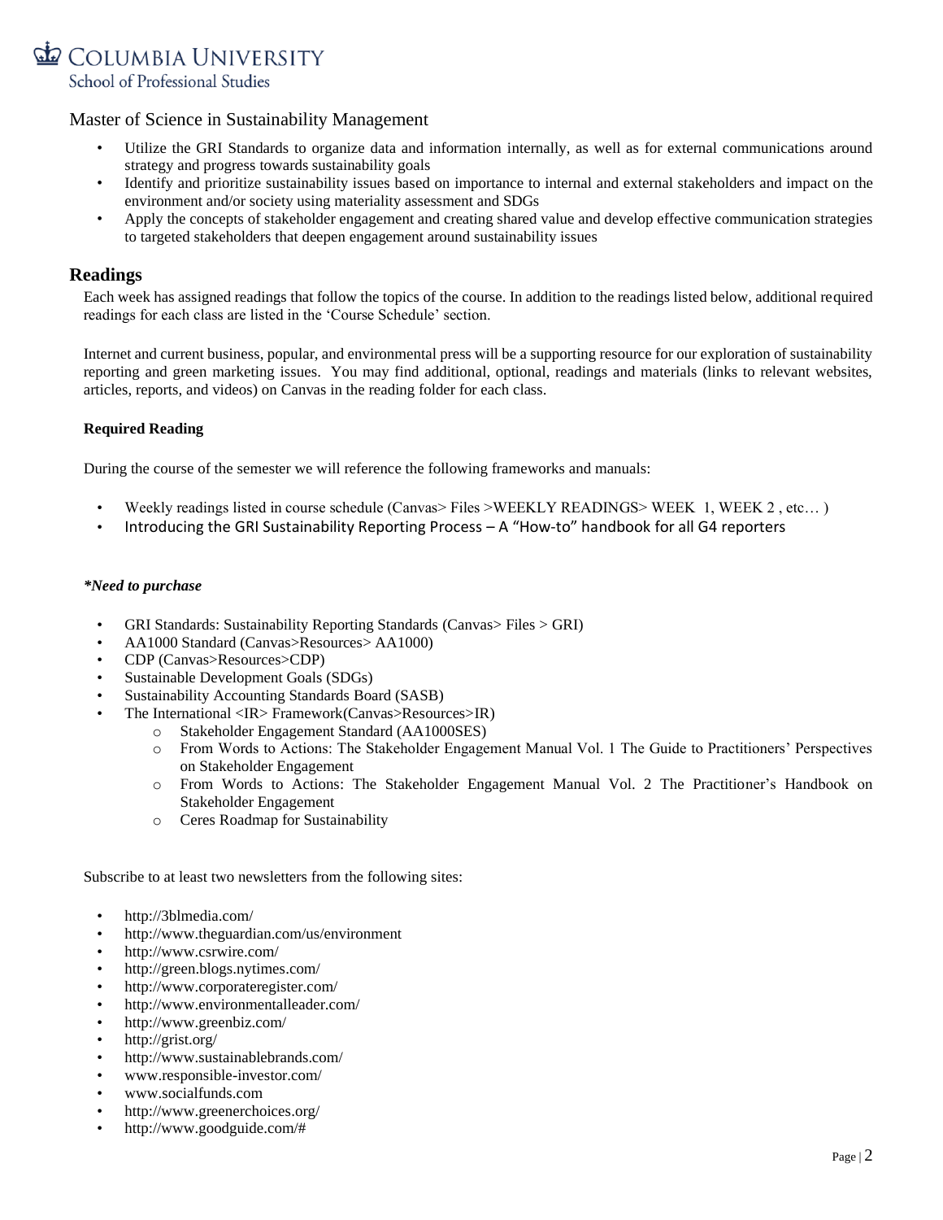Master of Science in Sustainability Management

- Utilize the GRI Standards to organize data and information internally, as well as for external communications around strategy and progress towards sustainability goals
- Identify and prioritize sustainability issues based on importance to internal and external stakeholders and impact on the environment and/or society using materiality assessment and SDGs
- Apply the concepts of stakeholder engagement and creating shared value and develop effective communication strategies to targeted stakeholders that deepen engagement around sustainability issues

## Readings

Each week has assigned readings that follow the topics of the course. In addition to the readings listed below, additional required readings for each class are listed in the 'Course Schedule' section.

Internet and current business, popular, and environmental press will be a supporting resource for our exploration of sustainability reporting and green marketing issues. You may find additional, optional, readings and materials (links to relevant websites, articles, reports, and videos) on Canvas in the reading folder for each class.

**Required Reading**

During the course of the semester we will reference the following frameworks and manuals:

- Weekly readings listed in course schedule (Canvas> Files >WEEKLY READINGS> WEEK 1, WEEK 2 , etc… )
- Introducing the GRI Sustainability Reporting Process – A "How-to" handbook for all G4 reporters

***Need to purchase***

- GRI Standards: Sustainability Reporting Standards (Canvas> Files > GRI)
- AA1000 Standard (Canvas>Resources> AA1000)
- CDP (Canvas>Resources>CDP)
- Sustainable Development Goals (SDGs)
- Sustainability Accounting Standards Board (SASB)
- The International <IR> Framework(Canvas>Resources>IR)
  - Stakeholder Engagement Standard (AA1000SES)
  - From Words to Actions: The Stakeholder Engagement Manual Vol. 1 The Guide to Practitioners' Perspectives on Stakeholder Engagement
  - From Words to Actions: The Stakeholder Engagement Manual Vol. 2 The Practitioner's Handbook on Stakeholder Engagement
  - Ceres Roadmap for Sustainability

Subscribe to at least two newsletters from the following sites:

- http://3blmedia.com/
- http://www.theguardian.com/us/environment
- http://www.csrwire.com/
- http://green.blogs.nytimes.com/
- http://www.corporateregister.com/
- http://www.environmentalleader.com/
- http://www.greenbiz.com/
- http://grist.org/
- http://www.sustainablebrands.com/
- www.responsible-investor.com/
- www.socialfunds.com
- http://www.greenerchoices.org/
- http://www.goodguide.com/#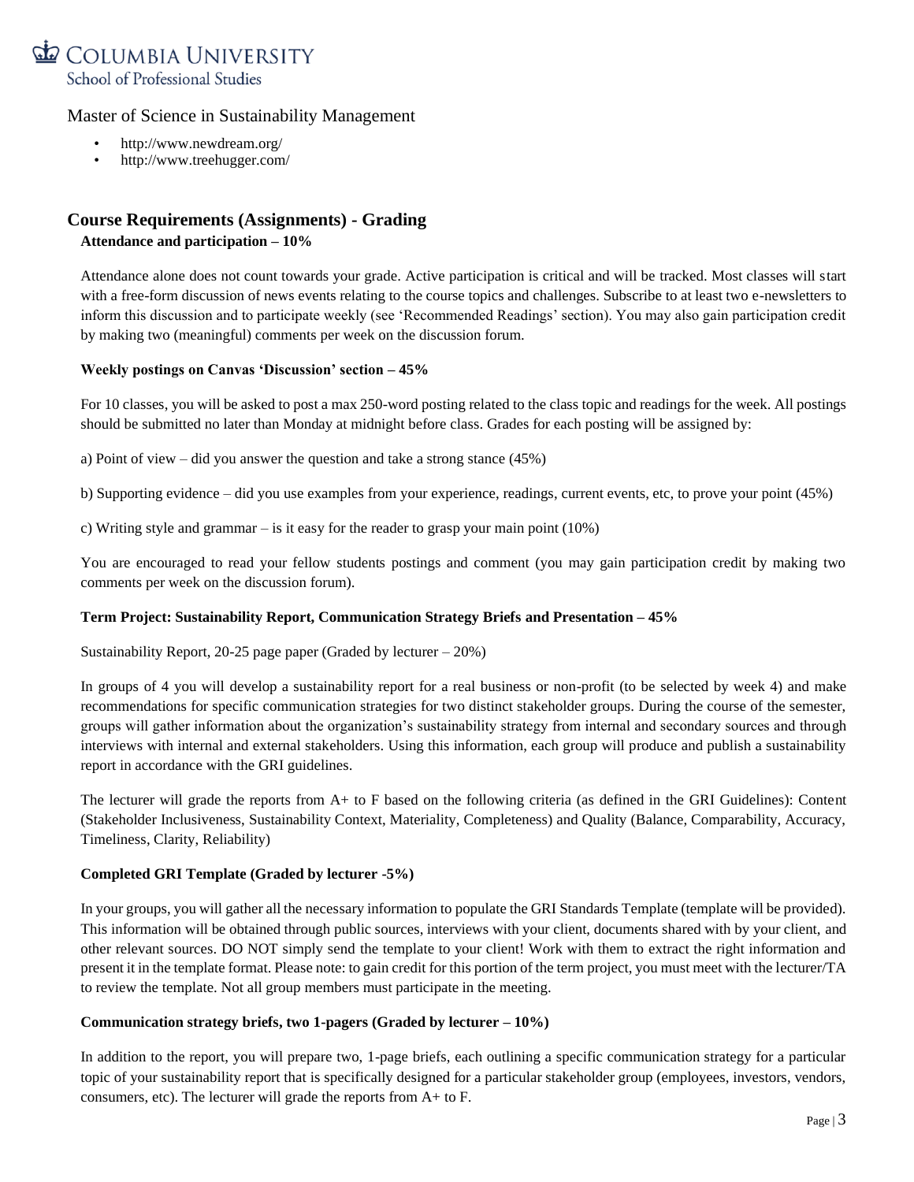- http://www.newdream.org/
- http://www.treehugger.com/

## Course Requirements (Assignments) - Grading

**Attendance and participation – 10%**

Attendance alone does not count towards your grade. Active participation is critical and will be tracked. Most classes will start with a free-form discussion of news events relating to the course topics and challenges. Subscribe to at least two e-newsletters to inform this discussion and to participate weekly (see 'Recommended Readings' section). You may also gain participation credit by making two (meaningful) comments per week on the discussion forum.

**Weekly postings on Canvas 'Discussion' section – 45%**

For 10 classes, you will be asked to post a max 250-word posting related to the class topic and readings for the week. All postings should be submitted no later than Monday at midnight before class. Grades for each posting will be assigned by:

a) Point of view – did you answer the question and take a strong stance (45%)

b) Supporting evidence – did you use examples from your experience, readings, current events, etc, to prove your point (45%)

c) Writing style and grammar – is it easy for the reader to grasp your main point (10%)

You are encouraged to read your fellow students postings and comment (you may gain participation credit by making two comments per week on the discussion forum).

**Term Project: Sustainability Report, Communication Strategy Briefs and Presentation – 45%**

Sustainability Report, 20-25 page paper (Graded by lecturer – 20%)

In groups of 4 you will develop a sustainability report for a real business or non-profit (to be selected by week 4) and make recommendations for specific communication strategies for two distinct stakeholder groups. During the course of the semester, groups will gather information about the organization's sustainability strategy from internal and secondary sources and through interviews with internal and external stakeholders. Using this information, each group will produce and publish a sustainability report in accordance with the GRI guidelines.

The lecturer will grade the reports from A+ to F based on the following criteria (as defined in the GRI Guidelines): Content (Stakeholder Inclusiveness, Sustainability Context, Materiality, Completeness) and Quality (Balance, Comparability, Accuracy, Timeliness, Clarity, Reliability)

**Completed GRI Template (Graded by lecturer -5%)**

In your groups, you will gather all the necessary information to populate the GRI Standards Template (template will be provided). This information will be obtained through public sources, interviews with your client, documents shared with by your client, and other relevant sources. DO NOT simply send the template to your client! Work with them to extract the right information and present it in the template format. Please note: to gain credit for this portion of the term project, you must meet with the lecturer/TA to review the template. Not all group members must participate in the meeting.

**Communication strategy briefs, two 1-pagers (Graded by lecturer – 10%)**

In addition to the report, you will prepare two, 1-page briefs, each outlining a specific communication strategy for a particular topic of your sustainability report that is specifically designed for a particular stakeholder group (employees, investors, vendors, consumers, etc). The lecturer will grade the reports from A+ to F.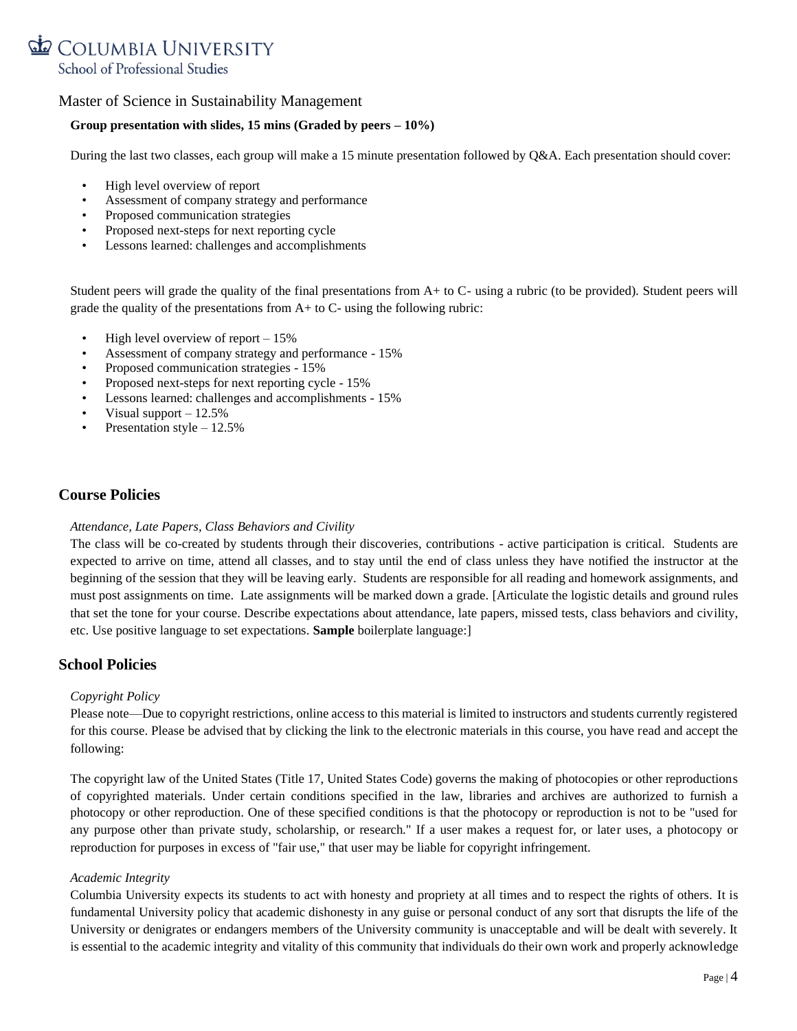Master of Science in Sustainability Management

**Group presentation with slides, 15 mins (Graded by peers – 10%)**

During the last two classes, each group will make a 15 minute presentation followed by Q&A. Each presentation should cover:

- High level overview of report
- Assessment of company strategy and performance
- Proposed communication strategies
- Proposed next-steps for next reporting cycle
- Lessons learned: challenges and accomplishments

Student peers will grade the quality of the final presentations from A+ to C- using a rubric (to be provided). Student peers will grade the quality of the presentations from A+ to C- using the following rubric:

- High level overview of report – 15%
- Assessment of company strategy and performance - 15%
- Proposed communication strategies - 15%
- Proposed next-steps for next reporting cycle - 15%
- Lessons learned: challenges and accomplishments - 15%
- Visual support – 12.5%
- Presentation style – 12.5%

## Course Policies

*Attendance, Late Papers, Class Behaviors and Civility*

The class will be co-created by students through their discoveries, contributions - active participation is critical. Students are expected to arrive on time, attend all classes, and to stay until the end of class unless they have notified the instructor at the beginning of the session that they will be leaving early. Students are responsible for all reading and homework assignments, and must post assignments on time. Late assignments will be marked down a grade. [Articulate the logistic details and ground rules that set the tone for your course. Describe expectations about attendance, late papers, missed tests, class behaviors and civility, etc. Use positive language to set expectations. **Sample** boilerplate language:]

## School Policies

*Copyright Policy*

Please note—Due to copyright restrictions, online access to this material is limited to instructors and students currently registered for this course. Please be advised that by clicking the link to the electronic materials in this course, you have read and accept the following:

The copyright law of the United States (Title 17, United States Code) governs the making of photocopies or other reproductions of copyrighted materials. Under certain conditions specified in the law, libraries and archives are authorized to furnish a photocopy or other reproduction. One of these specified conditions is that the photocopy or reproduction is not to be "used for any purpose other than private study, scholarship, or research." If a user makes a request for, or later uses, a photocopy or reproduction for purposes in excess of "fair use," that user may be liable for copyright infringement.

*Academic Integrity*

Columbia University expects its students to act with honesty and propriety at all times and to respect the rights of others. It is fundamental University policy that academic dishonesty in any guise or personal conduct of any sort that disrupts the life of the University or denigrates or endangers members of the University community is unacceptable and will be dealt with severely. It is essential to the academic integrity and vitality of this community that individuals do their own work and properly acknowledge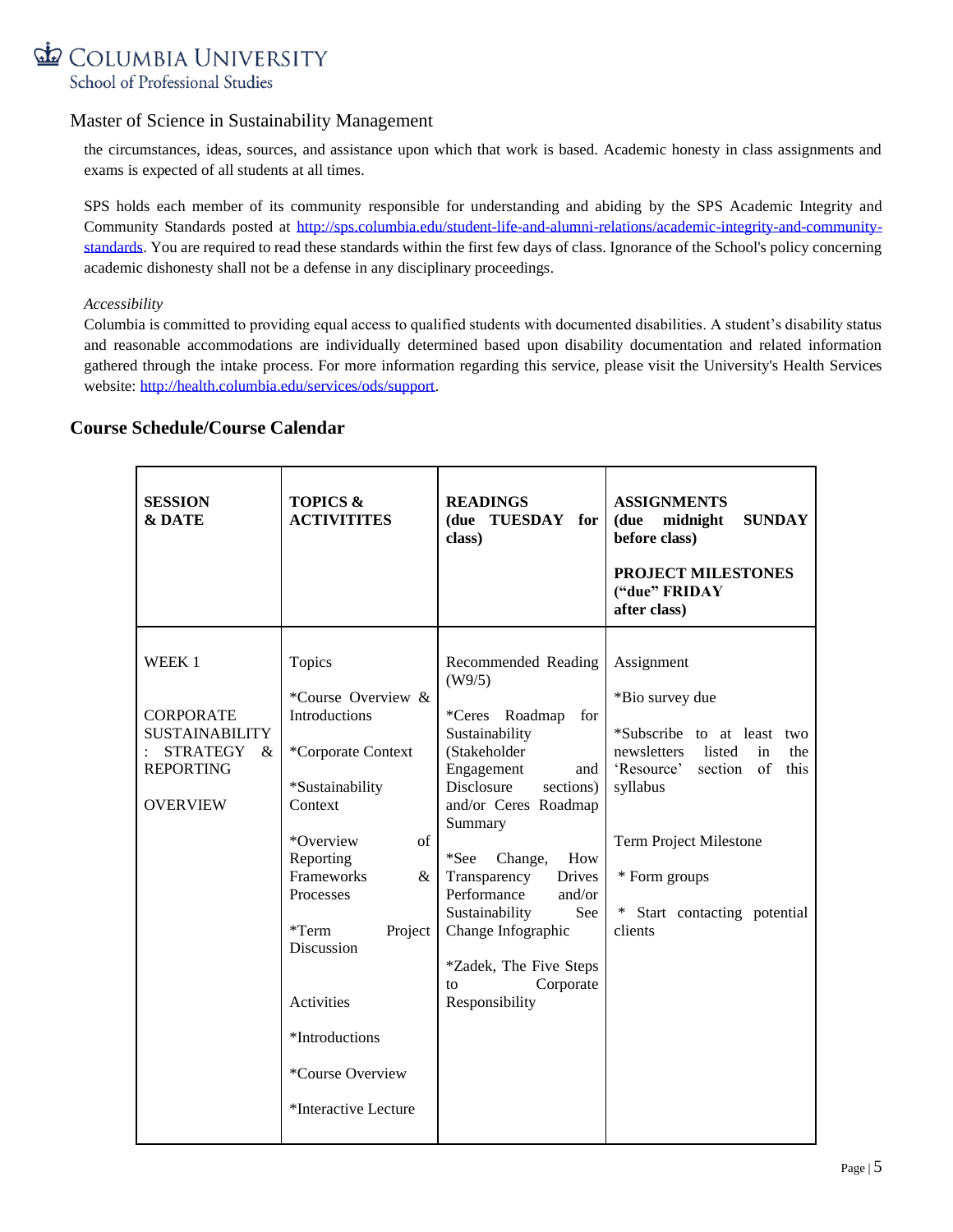Master of Science in Sustainability Management

the circumstances, ideas, sources, and assistance upon which that work is based. Academic honesty in class assignments and exams is expected of all students at all times.

SPS holds each member of its community responsible for understanding and abiding by the SPS Academic Integrity and Community Standards posted at http://sps.columbia.edu/student-life-and-alumni-relations/academic-integrity-and-community-standards. You are required to read these standards within the first few days of class. Ignorance of the School's policy concerning academic dishonesty shall not be a defense in any disciplinary proceedings.

*Accessibility*

Columbia is committed to providing equal access to qualified students with documented disabilities. A student's disability status and reasonable accommodations are individually determined based upon disability documentation and related information gathered through the intake process. For more information regarding this service, please visit the University's Health Services website: http://health.columbia.edu/services/ods/support.

## Course Schedule/Course Calendar

| **SESSION & DATE** | **TOPICS & ACTIVITITES** | **READINGS (due TUESDAY for class)** | **ASSIGNMENTS (due midnight SUNDAY before class)**<br><br>**PROJECT MILESTONES ("due" FRIDAY after class)** |
|---|---|---|---|
| WEEK 1<br><br>CORPORATE SUSTAINABILITY : STRATEGY & REPORTING<br><br>OVERVIEW | Topics<br><br>*Course Overview & Introductions<br><br>*Corporate Context<br><br>*Sustainability Context<br><br>*Overview of Reporting Frameworks & Processes<br><br>*Term Project Discussion<br><br>Activities<br><br>*Introductions<br><br>*Course Overview<br><br>*Interactive Lecture | Recommended Reading (W9/5)<br><br>*Ceres Roadmap for Sustainability (Stakeholder Engagement and Disclosure sections) and/or Ceres Roadmap Summary<br><br>*See Change, How Transparency Drives Performance and/or Sustainability See Change Infographic<br><br>*Zadek, The Five Steps to Corporate Responsibility | Assignment<br><br>*Bio survey due<br><br>*Subscribe to at least two newsletters listed in the 'Resource' section of this syllabus<br><br>Term Project Milestone<br><br>* Form groups<br><br>* Start contacting potential clients |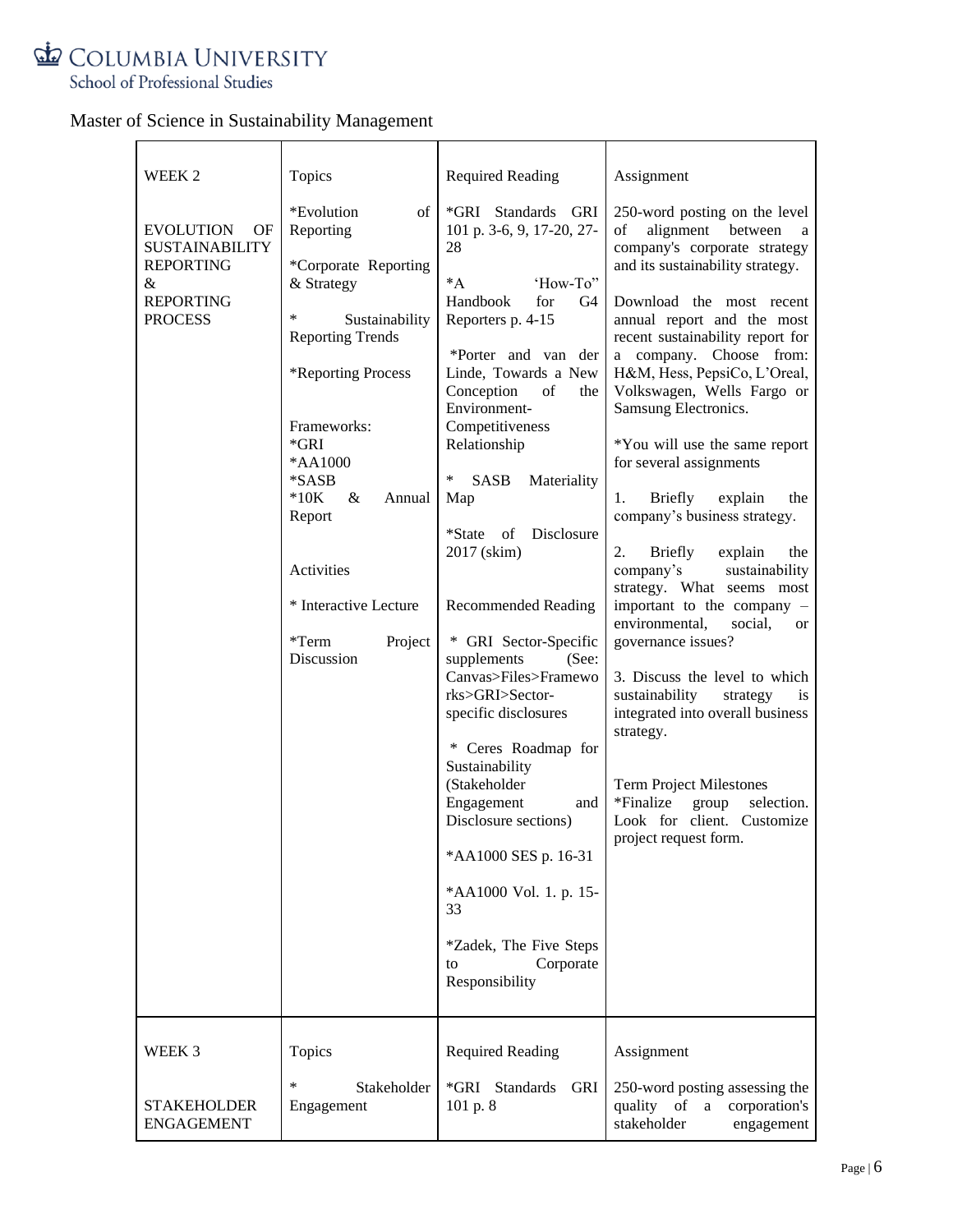Master of Science in Sustainability Management

| WEEK 2 | Topics | Required Reading | Assignment |
|---|---|---|---|
| EVOLUTION OF SUSTAINABILITY REPORTING & REPORTING PROCESS | *Evolution of Reporting<br><br>*Corporate Reporting & Strategy<br><br>* Sustainability Reporting Trends<br><br>*Reporting Process<br><br>Frameworks:<br>*GRI<br>*AA1000<br>*SASB<br>*10K & Annual Report<br><br>Activities<br><br>* Interactive Lecture<br><br>*Term Project Discussion | *GRI Standards GRI 101 p. 3-6, 9, 17-20, 27-28<br><br>*A 'How-To" Handbook for G4 Reporters p. 4-15<br><br>*Porter and van der Linde, Towards a New Conception of the Environment-Competitiveness Relationship<br><br>* SASB Materiality Map<br><br>*State of Disclosure 2017 (skim)<br><br>Recommended Reading<br><br>* GRI Sector-Specific supplements (See: Canvas>Files>Frameworks>GRI>Sector-specific disclosures<br><br>* Ceres Roadmap for Sustainability (Stakeholder Engagement and Disclosure sections)<br><br>*AA1000 SES p. 16-31<br><br>*AA1000 Vol. 1. p. 15-33<br><br>*Zadek, The Five Steps to Corporate Responsibility | 250-word posting on the level of alignment between a company's corporate strategy and its sustainability strategy.<br><br>Download the most recent annual report and the most recent sustainability report for a company. Choose from: H&M, Hess, PepsiCo, L'Oreal, Volkswagen, Wells Fargo or Samsung Electronics.<br><br>*You will use the same report for several assignments<br><br>1. Briefly explain the company's business strategy.<br><br>2. Briefly explain the company's sustainability strategy. What seems most important to the company – environmental, social, or governance issues?<br><br>3. Discuss the level to which sustainability strategy is integrated into overall business strategy.<br><br>Term Project Milestones<br>*Finalize group selection. Look for client. Customize project request form. |
| WEEK 3 | Topics | Required Reading | Assignment |
| STAKEHOLDER ENGAGEMENT | * Stakeholder Engagement | *GRI Standards GRI 101 p. 8 | 250-word posting assessing the quality of a corporation's stakeholder engagement |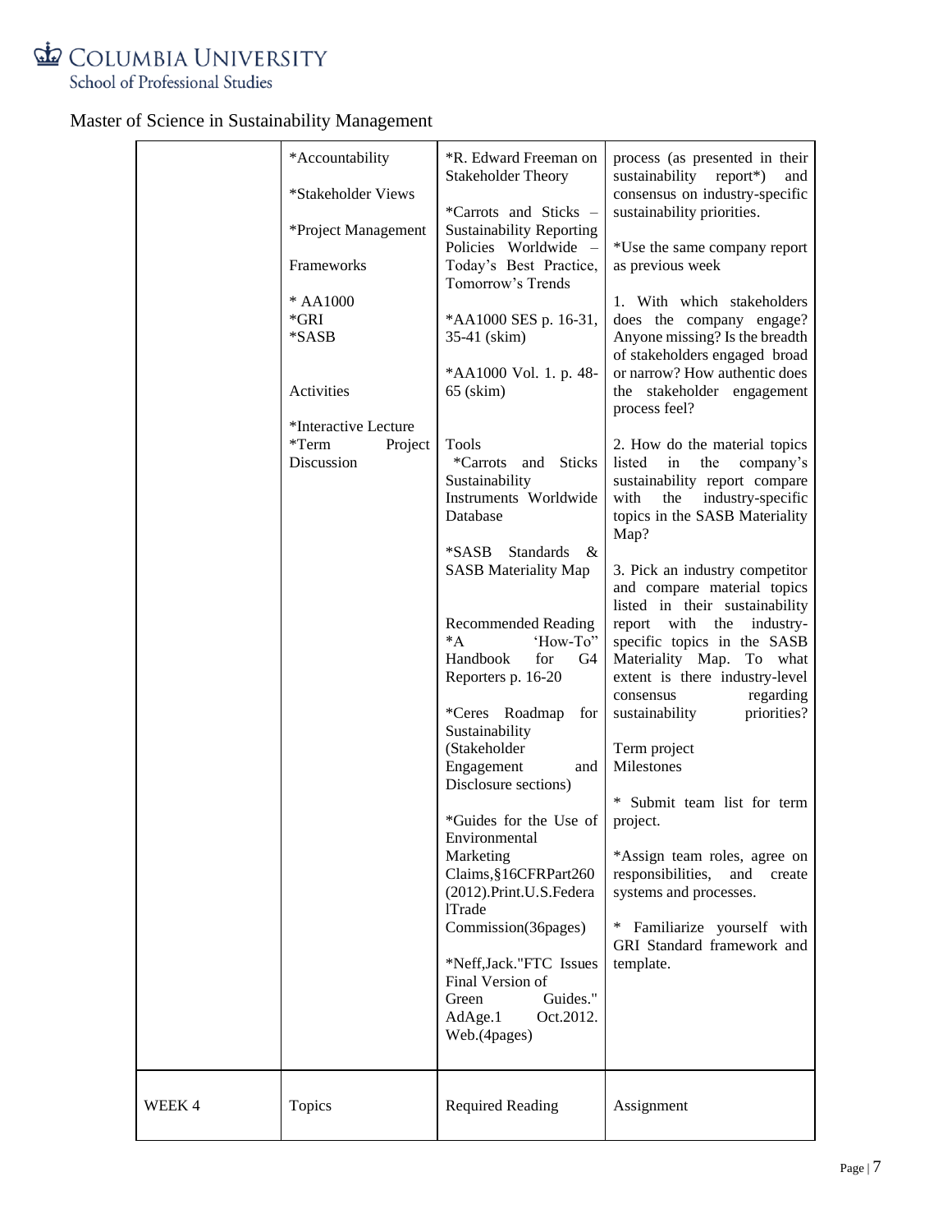Master of Science in Sustainability Management

| | | | |
|---|---|---|---|
| | *Accountability<br><br>*Stakeholder Views<br><br>*Project Management<br><br>Frameworks<br><br>* AA1000<br>*GRI<br>*SASB<br><br>Activities<br><br>*Interactive Lecture<br>*Term Project Discussion | *R. Edward Freeman on Stakeholder Theory<br><br>*Carrots and Sticks – Sustainability Reporting Policies Worldwide – Today's Best Practice, Tomorrow's Trends<br><br>*AA1000 SES p. 16-31, 35-41 (skim)<br><br>*AA1000 Vol. 1. p. 48-65 (skim)<br><br>Tools<br>*Carrots and Sticks Sustainability Instruments Worldwide Database<br><br>*SASB Standards & SASB Materiality Map<br><br>Recommended Reading<br>*A 'How-To" Handbook for G4 Reporters p. 16-20<br><br>*Ceres Roadmap for Sustainability (Stakeholder Engagement and Disclosure sections)<br><br>*Guides for the Use of Environmental Marketing Claims,§16CFRPart260 (2012).Print.U.S.FederalTrade Commission(36pages)<br><br>*Neff,Jack."FTC Issues Final Version of Green Guides." AdAge.1 Oct.2012. Web.(4pages) | process (as presented in their sustainability report*) and consensus on industry-specific sustainability priorities.<br><br>*Use the same company report as previous week<br><br>1. With which stakeholders does the company engage? Anyone missing? Is the breadth of stakeholders engaged broad or narrow? How authentic does the stakeholder engagement process feel?<br><br>2. How do the material topics listed in the company's sustainability report compare with the industry-specific topics in the SASB Materiality Map?<br><br>3. Pick an industry competitor and compare material topics listed in their sustainability report with the industry-specific topics in the SASB Materiality Map. To what extent is there industry-level consensus regarding sustainability priorities?<br><br>Term project Milestones<br><br>* Submit team list for term project.<br><br>*Assign team roles, agree on responsibilities, and create systems and processes.<br><br>* Familiarize yourself with GRI Standard framework and template. |
| WEEK 4 | Topics | Required Reading | Assignment |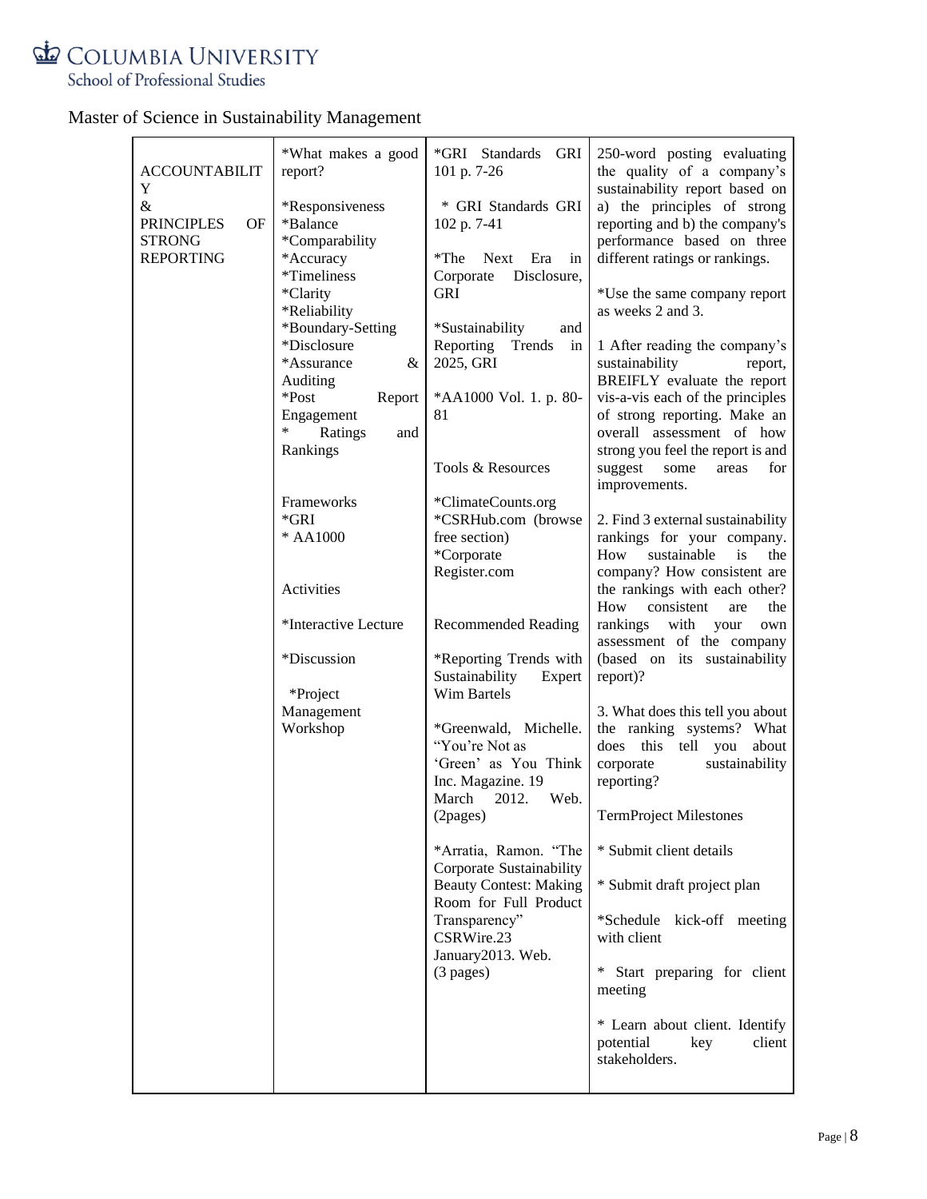Master of Science in Sustainability Management

| ACCOUNTABILITY & PRINCIPLES OF STRONG REPORTING | *What makes a good report?<br><br>*Responsiveness<br>*Balance<br>*Comparability<br>*Accuracy<br>*Timeliness<br>*Clarity<br>*Reliability<br>*Boundary-Setting<br>*Disclosure<br>*Assurance & Auditing<br>*Post Report Engagement<br>* Ratings and Rankings<br><br>Frameworks<br>*GRI<br>* AA1000<br><br>Activities<br><br>*Interactive Lecture<br><br>*Discussion<br><br>*Project Management Workshop | *GRI Standards GRI 101 p. 7-26<br><br>* GRI Standards GRI 102 p. 7-41<br><br>*The Next Era in Corporate Disclosure, GRI<br><br>*Sustainability and Reporting Trends in 2025, GRI<br><br>*AA1000 Vol. 1. p. 80-81<br><br>Tools & Resources<br><br>*ClimateCounts.org<br>*CSRHub.com (browse free section)<br>*Corporate Register.com<br><br>Recommended Reading<br><br>*Reporting Trends with Sustainability Expert Wim Bartels<br><br>*Greenwald, Michelle. "You're Not as 'Green' as You Think Inc. Magazine. 19 March 2012. Web. (2pages)<br><br>*Arratia, Ramon. "The Corporate Sustainability Beauty Contest: Making Room for Full Product Transparency" CSRWire.23 January2013. Web. (3 pages) | 250-word posting evaluating the quality of a company's sustainability report based on a) the principles of strong reporting and b) the company's performance based on three different ratings or rankings.<br><br>*Use the same company report as weeks 2 and 3.<br><br>1 After reading the company's sustainability report, BREIFLY evaluate the report vis-a-vis each of the principles of strong reporting. Make an overall assessment of how strong you feel the report is and suggest some areas for improvements.<br><br>2. Find 3 external sustainability rankings for your company. How sustainable is the company? How consistent are the rankings with each other? How consistent are the rankings with your own assessment of the company (based on its sustainability report)?<br><br>3. What does this tell you about the ranking systems? What does this tell you about corporate sustainability reporting?<br><br>TermProject Milestones<br><br>* Submit client details<br><br>* Submit draft project plan<br><br>*Schedule kick-off meeting with client<br><br>* Start preparing for client meeting<br><br>* Learn about client. Identify potential key client stakeholders. |
|---|---|---|---|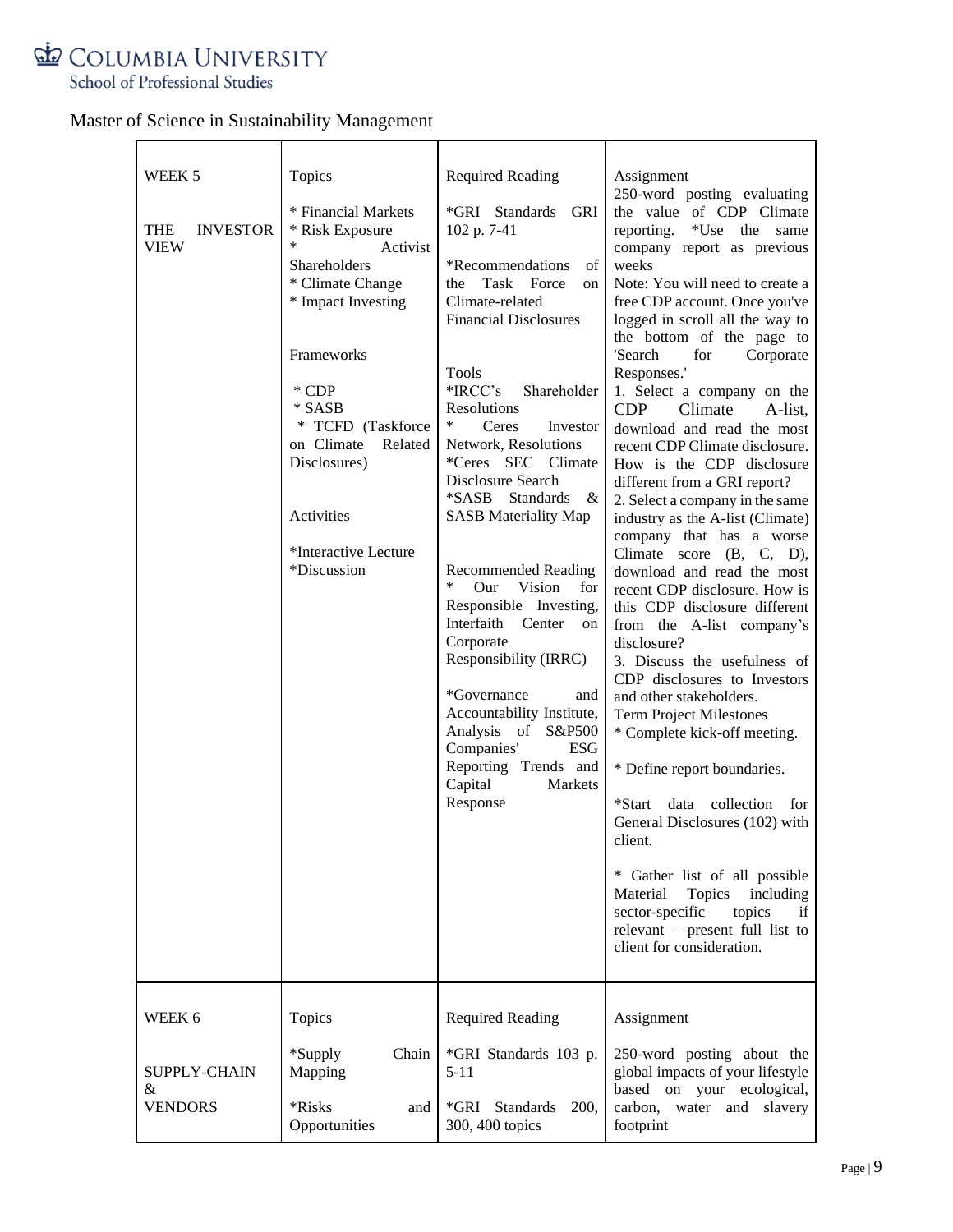Master of Science in Sustainability Management

| WEEK 5<br><br>THE INVESTOR VIEW | Topics<br><br>* Financial Markets<br>* Risk Exposure<br>* Activist Shareholders<br>* Climate Change<br>* Impact Investing<br><br>Frameworks<br><br>* CDP<br>* SASB<br>* TCFD (Taskforce on Climate Related Disclosures)<br><br>Activities<br><br>*Interactive Lecture<br>*Discussion | Required Reading<br><br>*GRI Standards GRI 102 p. 7-41<br><br>*Recommendations of the Task Force on Climate-related Financial Disclosures<br><br>Tools<br>*IRCC's Shareholder Resolutions<br>* Ceres Investor Network, Resolutions<br>*Ceres SEC Climate Disclosure Search<br>*SASB Standards & SASB Materiality Map<br><br>Recommended Reading<br>* Our Vision for Responsible Investing, Interfaith Center on Corporate Responsibility (IRRC)<br><br>*Governance and Accountability Institute, Analysis of S&P500 Companies' ESG Reporting Trends and Capital Markets Response | Assignment<br>250-word posting evaluating the value of CDP Climate reporting. *Use the same company report as previous weeks<br>Note: You will need to create a free CDP account. Once you've logged in scroll all the way to the bottom of the page to 'Search for Corporate Responses.'<br>1. Select a company on the CDP Climate A-list, download and read the most recent CDP Climate disclosure. How is the CDP disclosure different from a GRI report?<br>2. Select a company in the same industry as the A-list (Climate) company that has a worse Climate score (B, C, D), download and read the most recent CDP disclosure. How is this CDP disclosure different from the A-list company's disclosure?<br>3. Discuss the usefulness of CDP disclosures to Investors and other stakeholders.<br>Term Project Milestones<br>* Complete kick-off meeting.<br><br>* Define report boundaries.<br><br>*Start data collection for General Disclosures (102) with client.<br><br>* Gather list of all possible Material Topics including sector-specific topics if relevant – present full list to client for consideration. |
|---|---|---|---|
| WEEK 6<br><br>SUPPLY-CHAIN & VENDORS | Topics<br><br>*Supply Chain Mapping<br><br>*Risks and Opportunities | Required Reading<br><br>*GRI Standards 103 p. 5-11<br><br>*GRI Standards 200, 300, 400 topics | Assignment<br><br>250-word posting about the global impacts of your lifestyle based on your ecological, carbon, water and slavery footprint |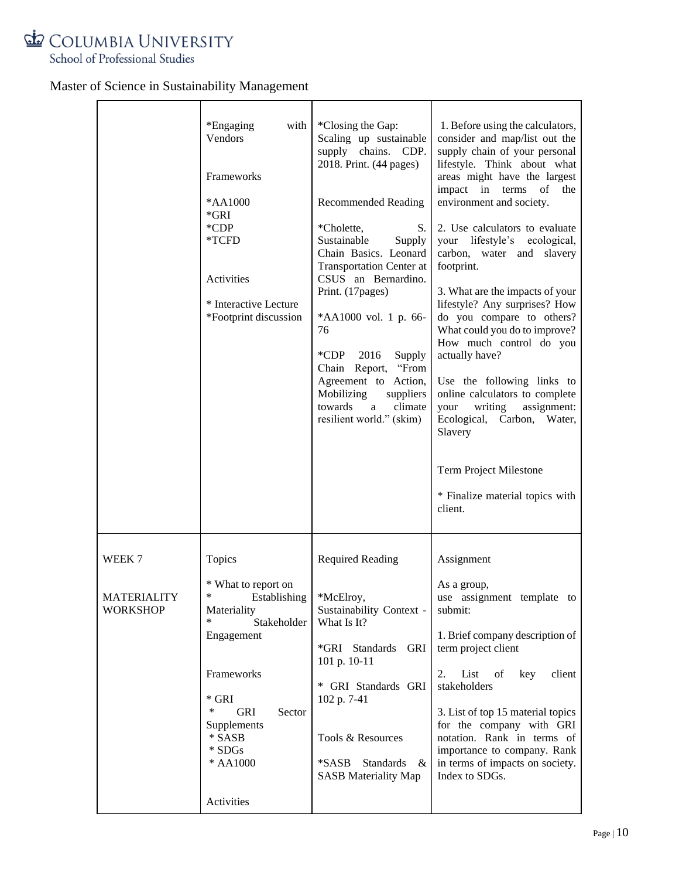Master of Science in Sustainability Management

| | | | |
|---|---|---|---|
| | *Engaging with Vendors<br><br>Frameworks<br><br>*AA1000<br>*GRI<br>*CDP<br>*TCFD<br><br>Activities<br><br>* Interactive Lecture<br>*Footprint discussion | *Closing the Gap: Scaling up sustainable supply chains. CDP. 2018. Print. (44 pages)<br><br>Recommended Reading<br><br>*Cholette, S. Sustainable Supply Chain Basics. Leonard Transportation Center at CSUS an Bernardino. Print. (17pages)<br><br>*AA1000 vol. 1 p. 66-76<br><br>*CDP 2016 Supply Chain Report, "From Agreement to Action, Mobilizing suppliers towards a climate resilient world." (skim) | 1. Before using the calculators, consider and map/list out the supply chain of your personal lifestyle. Think about what areas might have the largest impact in terms of the environment and society.<br><br>2. Use calculators to evaluate your lifestyle's ecological, carbon, water and slavery footprint.<br><br>3. What are the impacts of your lifestyle? Any surprises? How do you compare to others? What could you do to improve? How much control do you actually have?<br><br>Use the following links to online calculators to complete your writing assignment: Ecological, Carbon, Water, Slavery<br><br>Term Project Milestone<br><br>* Finalize material topics with client. |
| WEEK 7<br><br>MATERIALITY WORKSHOP | Topics<br><br>* What to report on<br>* Establishing Materiality<br>* Stakeholder Engagement<br><br>Frameworks<br><br>* GRI<br>* GRI Sector Supplements<br>* SASB<br>* SDGs<br>* AA1000<br><br>Activities | Required Reading<br><br>*McElroy, Sustainability Context - What Is It?<br><br>*GRI Standards GRI 101 p. 10-11<br><br>* GRI Standards GRI 102 p. 7-41<br><br>Tools & Resources<br><br>*SASB Standards & SASB Materiality Map | Assignment<br><br>As a group, use assignment template to submit:<br><br>1. Brief company description of term project client<br><br>2. List of key client stakeholders<br><br>3. List of top 15 material topics for the company with GRI notation. Rank in terms of importance to company. Rank in terms of impacts on society. Index to SDGs. |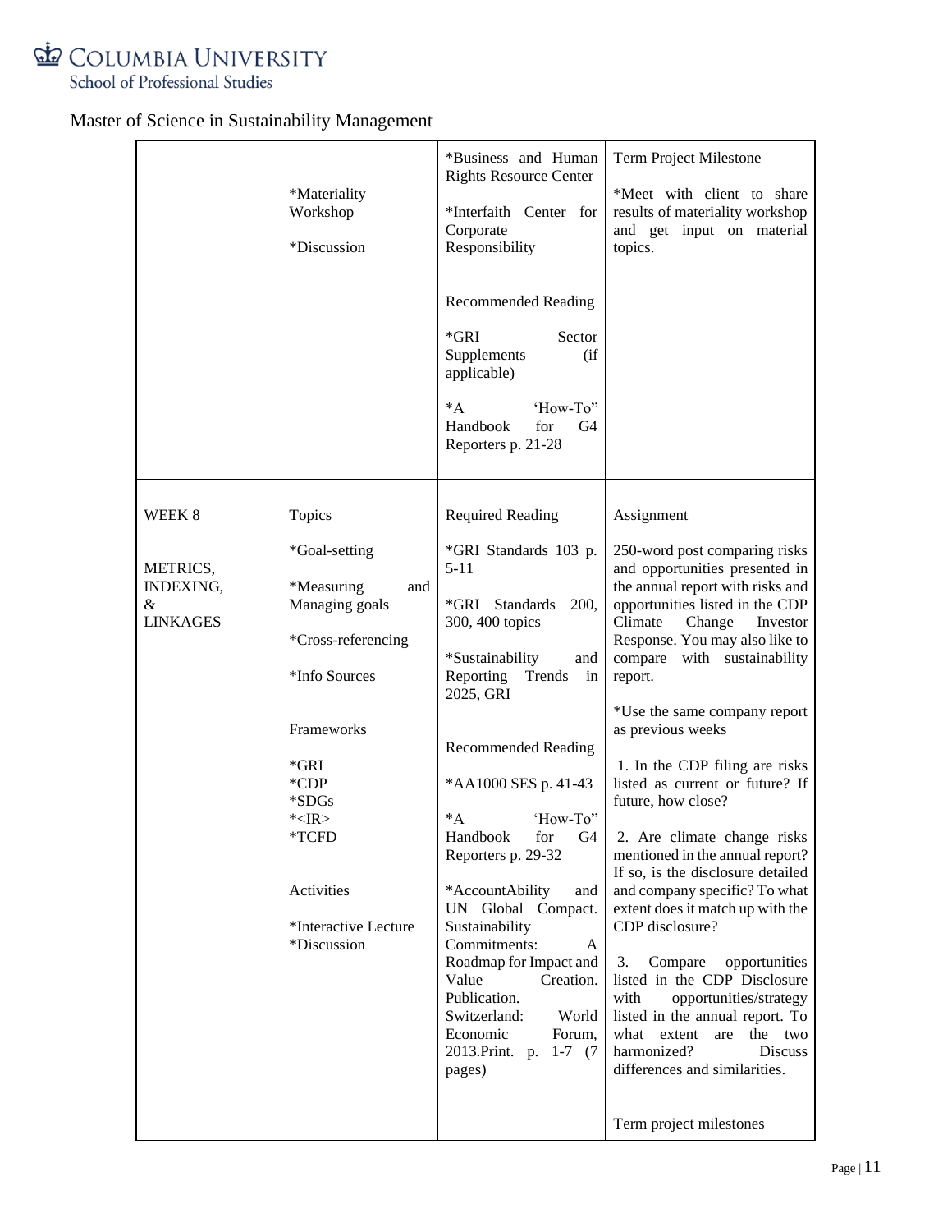Master of Science in Sustainability Management

| | | | |
|---|---|---|---|
| | *Materiality Workshop<br><br>*Discussion | *Business and Human Rights Resource Center<br><br>*Interfaith Center for Corporate Responsibility<br><br>Recommended Reading<br><br>*GRI Sector Supplements (if applicable)<br><br>*A 'How-To" Handbook for G4 Reporters p. 21-28 | Term Project Milestone<br><br>*Meet with client to share results of materiality workshop and get input on material topics. |
| WEEK 8<br><br>METRICS, INDEXING, & LINKAGES | Topics<br><br>*Goal-setting<br><br>*Measuring and Managing goals<br><br>*Cross-referencing<br><br>*Info Sources<br><br>Frameworks<br><br>*GRI<br>*CDP<br>*SDGs<br>*<IR><br>*TCFD<br><br>Activities<br><br>*Interactive Lecture<br>*Discussion | Required Reading<br><br>*GRI Standards 103 p. 5-11<br><br>*GRI Standards 200, 300, 400 topics<br><br>*Sustainability and Reporting Trends in 2025, GRI<br><br>Recommended Reading<br><br>*AA1000 SES p. 41-43<br><br>*A 'How-To" Handbook for G4 Reporters p. 29-32<br><br>*AccountAbility and UN Global Compact. Sustainability Commitments: A Roadmap for Impact and Value Creation. Publication. Switzerland: World Economic Forum, 2013.Print. p. 1-7 (7 pages) | Assignment<br><br>250-word post comparing risks and opportunities presented in the annual report with risks and opportunities listed in the CDP Climate Change Investor Response. You may also like to compare with sustainability report.<br><br>*Use the same company report as previous weeks<br><br>1. In the CDP filing are risks listed as current or future? If future, how close?<br><br>2. Are climate change risks mentioned in the annual report? If so, is the disclosure detailed and company specific? To what extent does it match up with the CDP disclosure?<br><br>3. Compare opportunities listed in the CDP Disclosure with opportunities/strategy listed in the annual report. To what extent are the two harmonized? Discuss differences and similarities.<br><br>Term project milestones |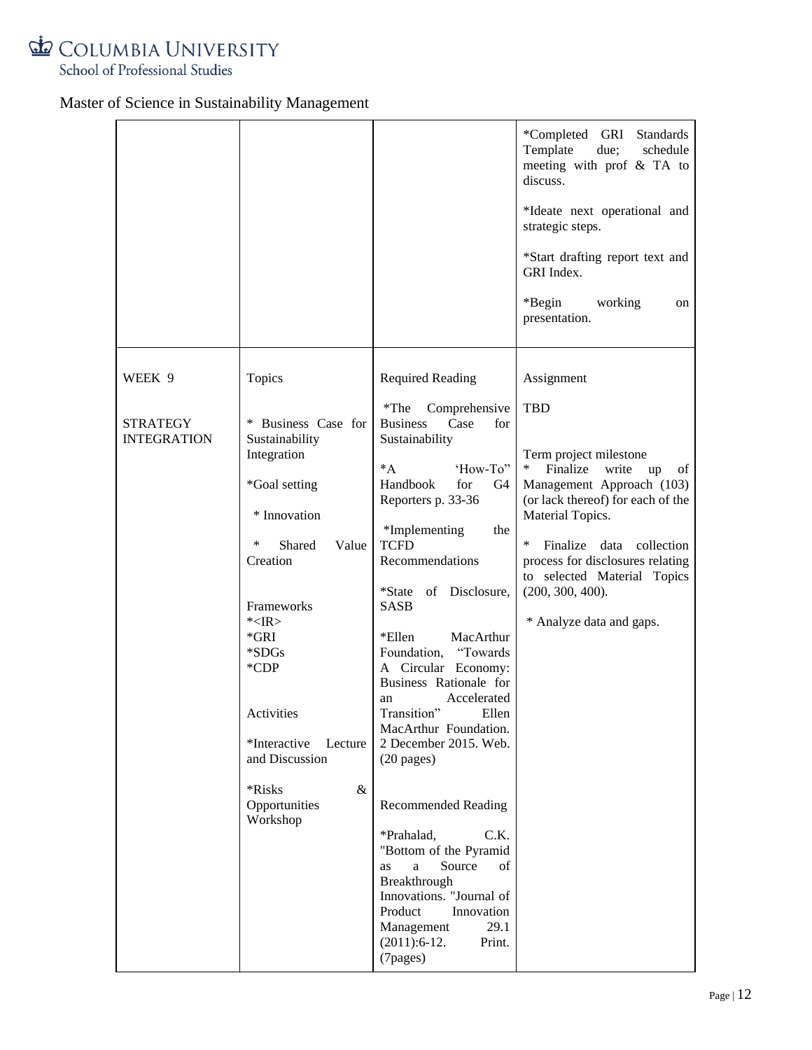Master of Science in Sustainability Management

| | | | |
|---|---|---|---|
| | | | *Completed GRI Standards Template due; schedule meeting with prof & TA to discuss.<br><br>*Ideate next operational and strategic steps.<br><br>*Start drafting report text and GRI Index.<br><br>*Begin working on presentation. |
| WEEK 9<br><br>STRATEGY INTEGRATION | Topics<br><br>* Business Case for Sustainability Integration<br><br>*Goal setting<br><br>* Innovation<br><br>* Shared Value Creation<br><br>Frameworks<br>*<IR><br>*GRI<br>*SDGs<br>*CDP<br><br>Activities<br><br>*Interactive Lecture and Discussion<br><br>*Risks & Opportunities Workshop | Required Reading<br><br>*The Comprehensive Business Case for Sustainability<br><br>*A 'How-To" Handbook for G4 Reporters p. 33-36<br><br>*Implementing the TCFD Recommendations<br><br>*State of Disclosure, SASB<br><br>*Ellen MacArthur Foundation, "Towards A Circular Economy: Business Rationale for an Accelerated Transition" Ellen MacArthur Foundation. 2 December 2015. Web. (20 pages)<br><br>Recommended Reading<br><br>*Prahalad, C.K. "Bottom of the Pyramid as a Source of Breakthrough Innovations. "Journal of Product Innovation Management 29.1 (2011):6-12. Print. (7pages) | Assignment<br><br>TBD<br><br>Term project milestone<br>* Finalize write up of Management Approach (103) (or lack thereof) for each of the Material Topics.<br><br>* Finalize data collection process for disclosures relating to selected Material Topics (200, 300, 400).<br><br>* Analyze data and gaps. |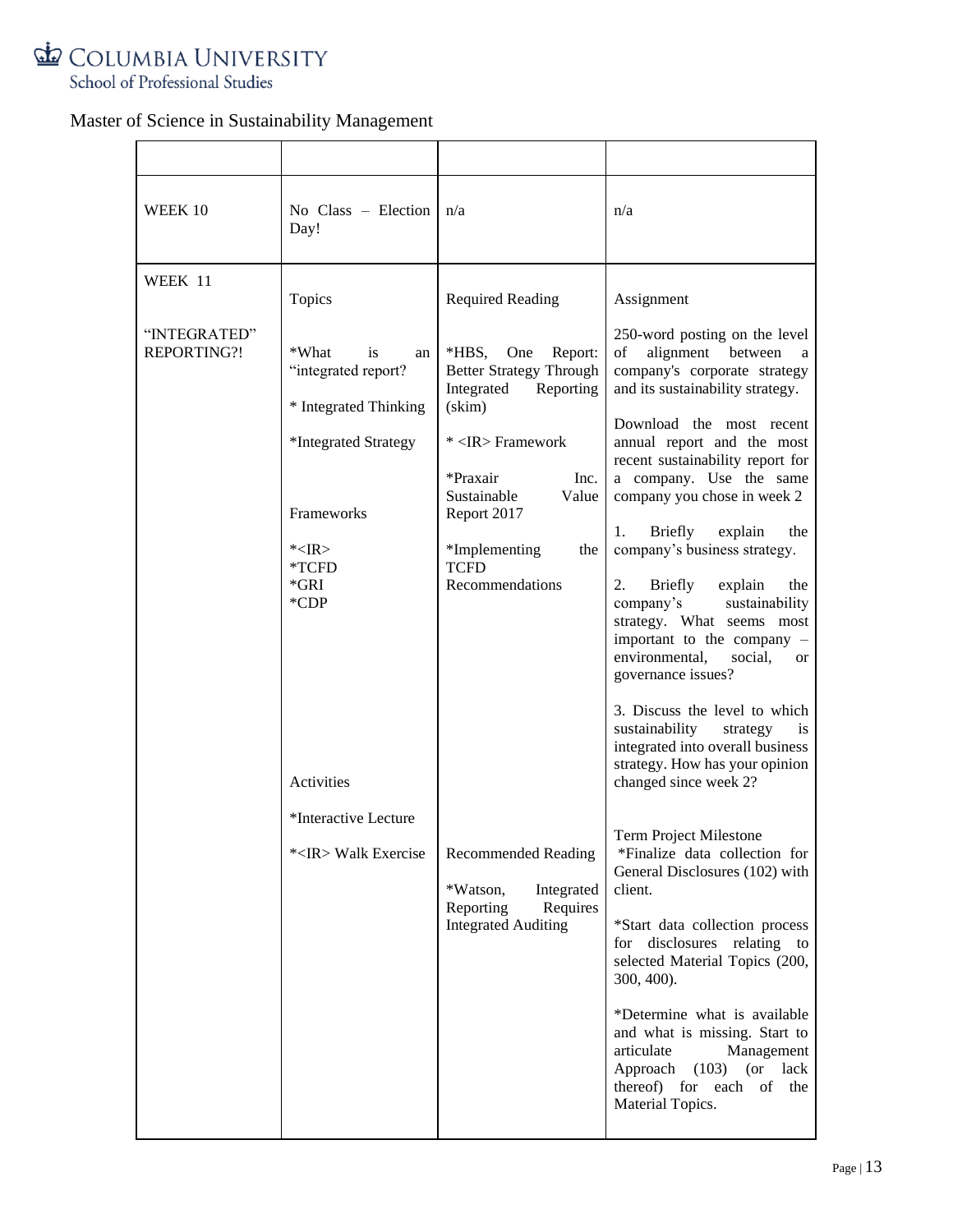Master of Science in Sustainability Management

| | | | |
|---|---|---|---|
| WEEK 10 | No Class – Election Day! | n/a | n/a |
| WEEK 11<br><br>"INTEGRATED" REPORTING?! | Topics<br><br>*What is an "integrated report?<br><br>* Integrated Thinking<br><br>*Integrated Strategy<br><br>Frameworks<br><br>*<IR><br>*TCFD<br>*GRI<br>*CDP<br><br>Activities<br><br>*Interactive Lecture<br><br>*<IR> Walk Exercise | Required Reading<br><br>*HBS, One Report: Better Strategy Through Integrated Reporting (skim)<br><br>* <IR> Framework<br><br>*Praxair Inc. Sustainable Value Report 2017<br><br>*Implementing the TCFD Recommendations<br><br>Recommended Reading<br><br>*Watson, Integrated Reporting Requires Integrated Auditing | Assignment<br><br>250-word posting on the level of alignment between a company's corporate strategy and its sustainability strategy.<br><br>Download the most recent annual report and the most recent sustainability report for a company. Use the same company you chose in week 2<br><br>1. Briefly explain the company's business strategy.<br><br>2. Briefly explain the company's sustainability strategy. What seems most important to the company – environmental, social, or governance issues?<br><br>3. Discuss the level to which sustainability strategy is integrated into overall business strategy. How has your opinion changed since week 2?<br><br>Term Project Milestone<br>*Finalize data collection for General Disclosures (102) with client.<br><br>*Start data collection process for disclosures relating to selected Material Topics (200, 300, 400).<br><br>*Determine what is available and what is missing. Start to articulate Management Approach (103) (or lack thereof) for each of the Material Topics. |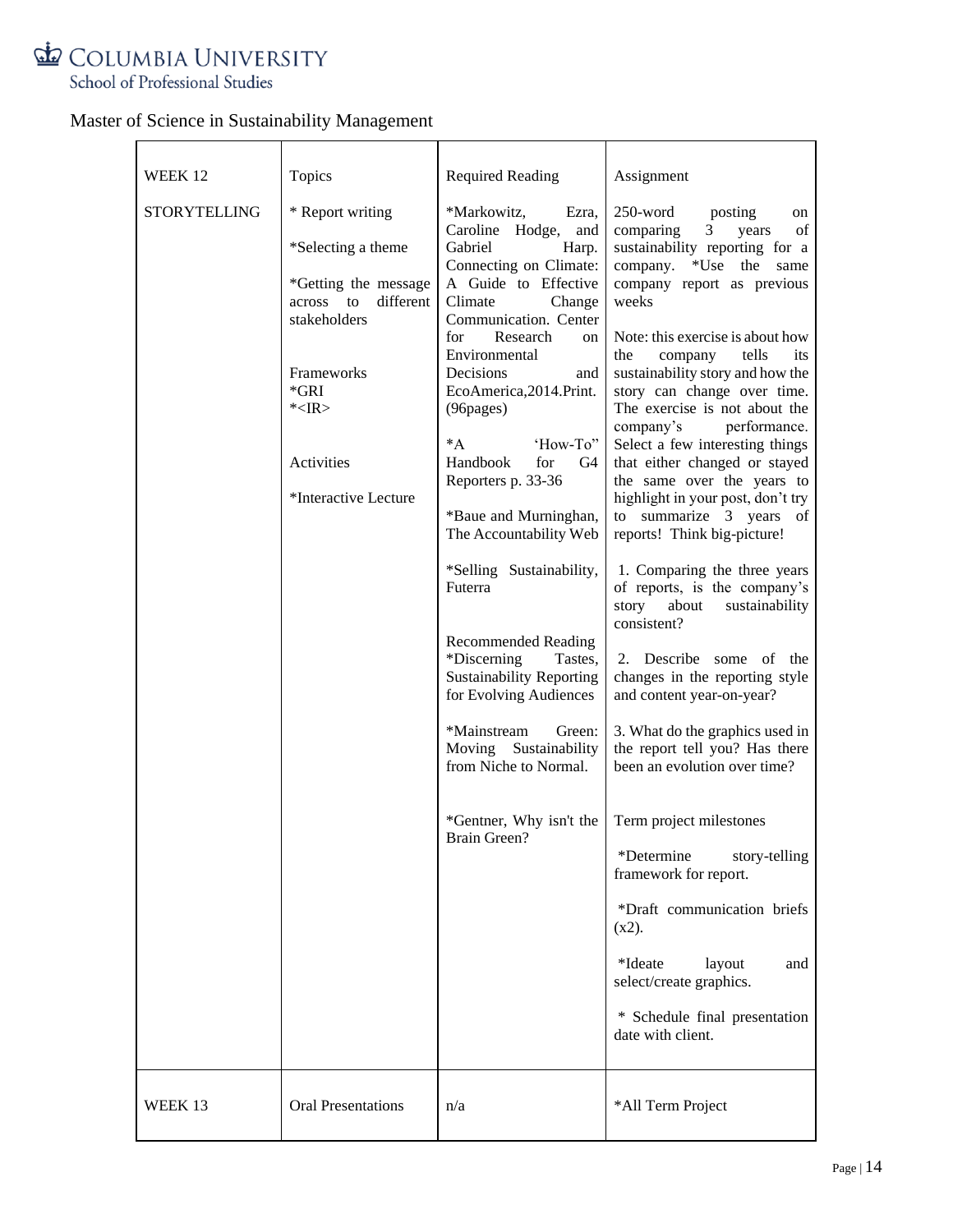Master of Science in Sustainability Management

| WEEK 12 | Topics | Required Reading | Assignment |
|---|---|---|---|
| STORYTELLING | * Report writing<br><br>*Selecting a theme<br><br>*Getting the message across to different stakeholders<br><br>Frameworks<br>*GRI<br>*<IR><br><br>Activities<br><br>*Interactive Lecture | *Markowitz, Ezra, Caroline Hodge, and Gabriel Harp. Connecting on Climate: A Guide to Effective Climate Change Communication. Center for Research on Environmental Decisions and EcoAmerica,2014.Print. (96pages)<br><br>*A 'How-To" Handbook for G4 Reporters p. 33-36<br><br>*Baue and Murninghan, The Accountability Web<br><br>*Selling Sustainability, Futerra<br><br>Recommended Reading<br>*Discerning Tastes, Sustainability Reporting for Evolving Audiences<br><br>*Mainstream Green: Moving Sustainability from Niche to Normal.<br><br>*Gentner, Why isn't the Brain Green? | 250-word posting on comparing 3 years of sustainability reporting for a company. *Use the same company report as previous weeks<br><br>Note: this exercise is about how the company tells its sustainability story and how the story can change over time. The exercise is not about the company's performance. Select a few interesting things that either changed or stayed the same over the years to highlight in your post, don't try to summarize 3 years of reports! Think big-picture!<br><br>1. Comparing the three years of reports, is the company's story about sustainability consistent?<br><br>2. Describe some of the changes in the reporting style and content year-on-year?<br><br>3. What do the graphics used in the report tell you? Has there been an evolution over time?<br><br>Term project milestones<br><br>*Determine story-telling framework for report.<br><br>*Draft communication briefs (x2).<br><br>*Ideate layout and select/create graphics.<br><br>* Schedule final presentation date with client. |
| WEEK 13 | Oral Presentations | n/a | *All Term Project |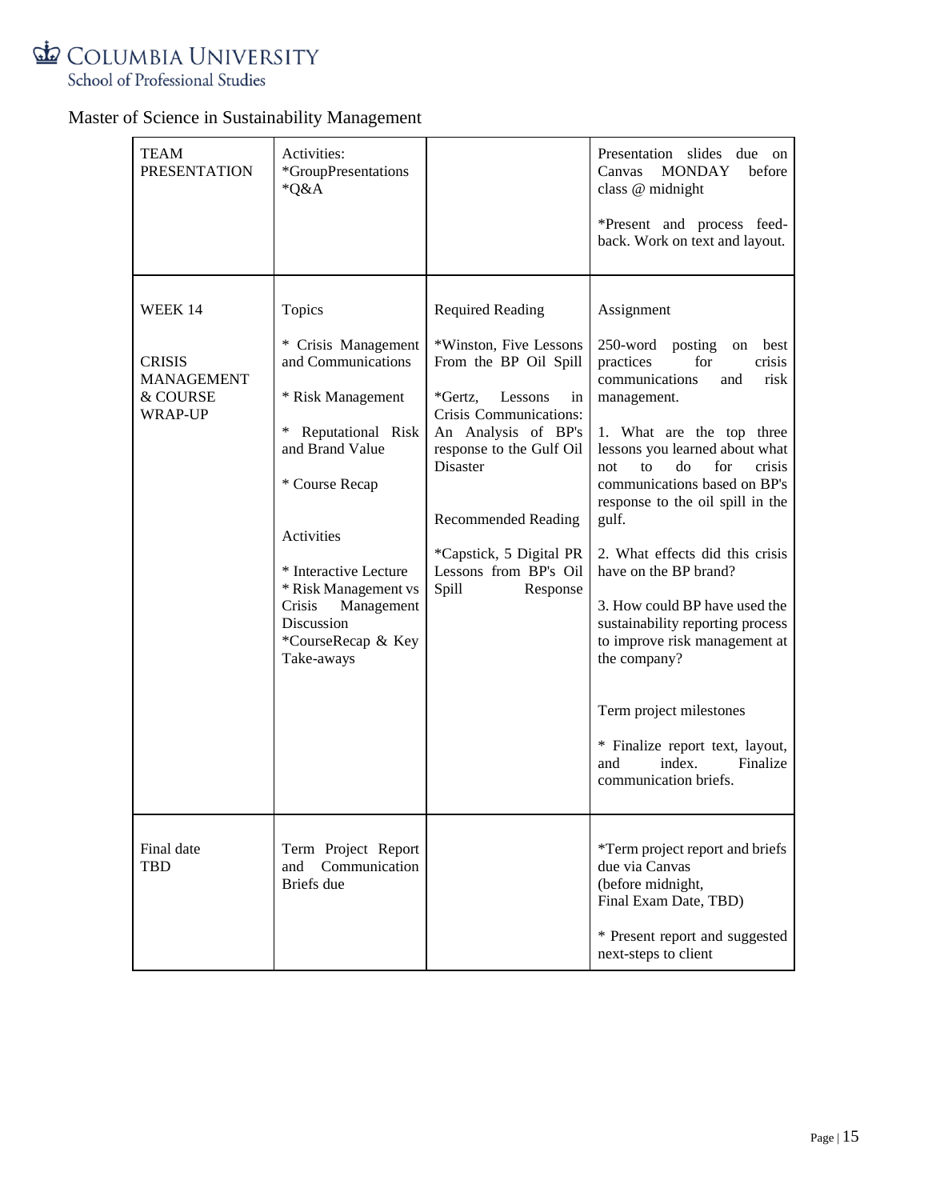Master of Science in Sustainability Management

| | | | |
|---|---|---|---|
| TEAM PRESENTATION | Activities:<br>*GroupPresentations<br>*Q&A | | Presentation slides due on Canvas MONDAY before class @ midnight<br><br>*Present and process feed-back. Work on text and layout. |
| WEEK 14<br><br>CRISIS MANAGEMENT & COURSE WRAP-UP | Topics<br><br>* Crisis Management and Communications<br><br>* Risk Management<br><br>* Reputational Risk and Brand Value<br><br>* Course Recap<br><br>Activities<br><br>* Interactive Lecture<br>* Risk Management vs Crisis Management Discussion<br>*CourseRecap & Key Take-aways | Required Reading<br><br>*Winston, Five Lessons From the BP Oil Spill<br><br>*Gertz, Lessons in Crisis Communications: An Analysis of BP's response to the Gulf Oil Disaster<br><br>Recommended Reading<br><br>*Capstick, 5 Digital PR Lessons from BP's Oil Spill Response | Assignment<br><br>250-word posting on best practices for crisis communications and risk management.<br><br>1. What are the top three lessons you learned about what not to do for crisis communications based on BP's response to the oil spill in the gulf.<br><br>2. What effects did this crisis have on the BP brand?<br><br>3. How could BP have used the sustainability reporting process to improve risk management at the company?<br><br>Term project milestones<br><br>* Finalize report text, layout, and index. Finalize communication briefs. |
| Final date TBD | Term Project Report and Communication Briefs due | | *Term project report and briefs due via Canvas<br>(before midnight,<br>Final Exam Date, TBD)<br><br>* Present report and suggested next-steps to client |